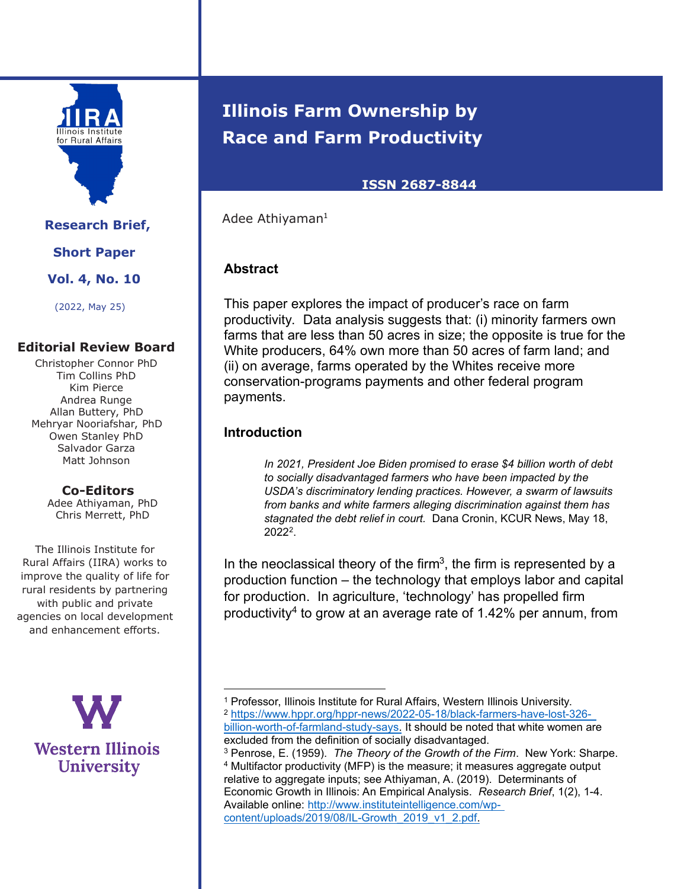# Illinois Farm Ownership by Race and Farm Productivity

**ISSN 2687-8844**

Adee Athiyaman[1]

**Research Brief, Short Paper**

**Vol. 4, No. 10**

(2022, May 25)

**Editorial Review Board**

Christopher Connor PhD
Tim Collins PhD
Kim Pierce
Andrea Runge
Allan Buttery, PhD
Mehryar Nooriafshar, PhD
Owen Stanley PhD
Salvador Garza
Matt Johnson

**Co-Editors**

Adee Athiyaman, PhD
Chris Merrett, PhD

The Illinois Institute for Rural Affairs (IIRA) works to improve the quality of life for rural residents by partnering with public and private agencies on local development and enhancement efforts.

### Abstract

This paper explores the impact of producer's race on farm productivity. Data analysis suggests that: (i) minority farmers own farms that are less than 50 acres in size; the opposite is true for the White producers, 64% own more than 50 acres of farm land; and (ii) on average, farms operated by the Whites receive more conservation-programs payments and other federal program payments.

### Introduction

> *In 2021, President Joe Biden promised to erase $4 billion worth of debt to socially disadvantaged farmers who have been impacted by the USDA's discriminatory lending practices. However, a swarm of lawsuits from banks and white farmers alleging discrimination against them has stagnated the debt relief in court.* Dana Cronin, KCUR News, May 18, 2022[2].

In the neoclassical theory of the firm[3], the firm is represented by a production function – the technology that employs labor and capital for production. In agriculture, 'technology' has propelled firm productivity[4] to grow at an average rate of 1.42% per annum, from

---

[1] Professor, Illinois Institute for Rural Affairs, Western Illinois University.

[2] https://www.hppr.org/hppr-news/2022-05-18/black-farmers-have-lost-326-billion-worth-of-farmland-study-says. It should be noted that white women are excluded from the definition of socially disadvantaged.

[3] Penrose, E. (1959). *The Theory of the Growth of the Firm*. New York: Sharpe.

[4] Multifactor productivity (MFP) is the measure; it measures aggregate output relative to aggregate inputs; see Athiyaman, A. (2019). Determinants of Economic Growth in Illinois: An Empirical Analysis. *Research Brief*, 1(2), 1-4. Available online: http://www.instituteintelligence.com/wp-content/uploads/2019/08/IL-Growth_2019_v1_2.pdf.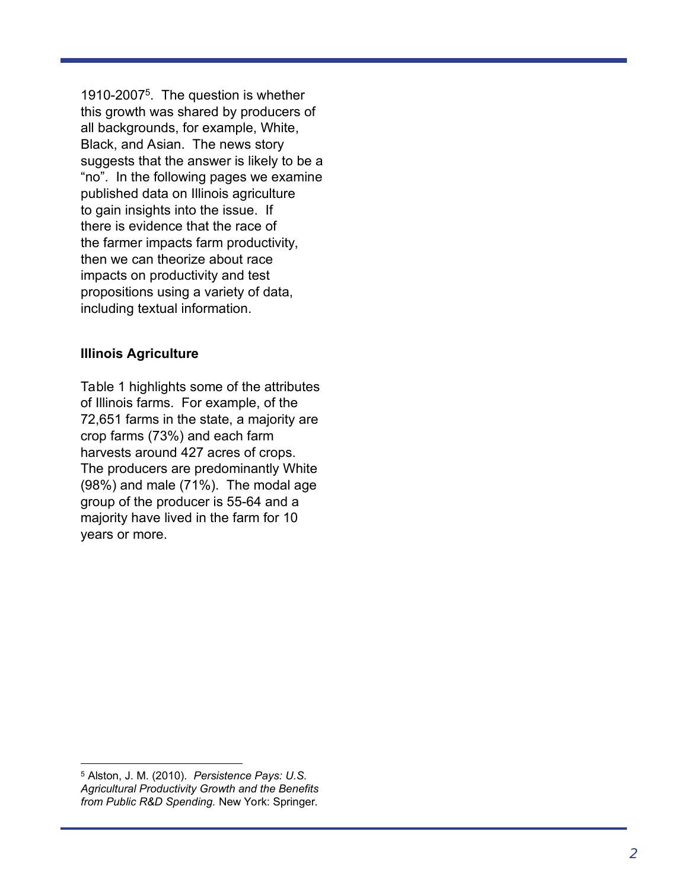1910-2007[5]. The question is whether this growth was shared by producers of all backgrounds, for example, White, Black, and Asian. The news story suggests that the answer is likely to be a "no". In the following pages we examine published data on Illinois agriculture to gain insights into the issue. If there is evidence that the race of the farmer impacts farm productivity, then we can theorize about race impacts on productivity and test propositions using a variety of data, including textual information.

**Illinois Agriculture**

Table 1 highlights some of the attributes of Illinois farms. For example, of the 72,651 farms in the state, a majority are crop farms (73%) and each farm harvests around 427 acres of crops. The producers are predominantly White (98%) and male (71%). The modal age group of the producer is 55-64 and a majority have lived in the farm for 10 years or more.

---

[5] Alston, J. M. (2010). *Persistence Pays: U.S. Agricultural Productivity Growth and the Benefits from Public R&D Spending.* New York: Springer.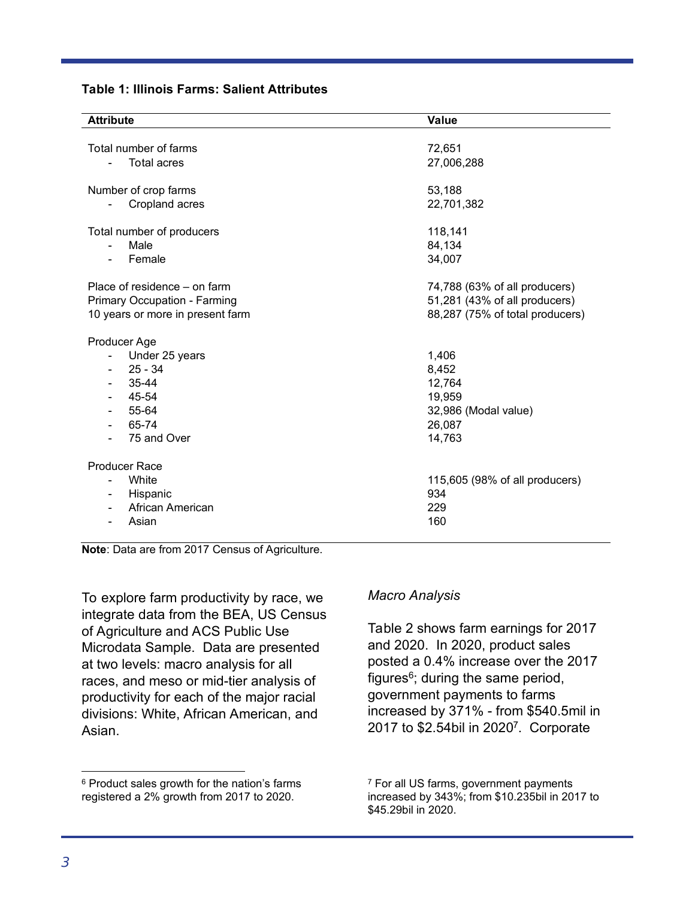**Table 1: Illinois Farms: Salient Attributes**

| Attribute | Value |
|---|---|
| Total number of farms | 72,651 |
| - Total acres | 27,006,288 |
| Number of crop farms | 53,188 |
| - Cropland acres | 22,701,382 |
| Total number of producers | 118,141 |
| - Male | 84,134 |
| - Female | 34,007 |
| Place of residence – on farm | 74,788 (63% of all producers) |
| Primary Occupation - Farming | 51,281 (43% of all producers) |
| 10 years or more in present farm | 88,287 (75% of total producers) |
| Producer Age | |
| - Under 25 years | 1,406 |
| - 25 - 34 | 8,452 |
| - 35-44 | 12,764 |
| - 45-54 | 19,959 |
| - 55-64 | 32,986 (Modal value) |
| - 65-74 | 26,087 |
| - 75 and Over | 14,763 |
| Producer Race | |
| - White | 115,605 (98% of all producers) |
| - Hispanic | 934 |
| - African American | 229 |
| - Asian | 160 |

**Note**: Data are from 2017 Census of Agriculture.

To explore farm productivity by race, we integrate data from the BEA, US Census of Agriculture and ACS Public Use Microdata Sample. Data are presented at two levels: macro analysis for all races, and meso or mid-tier analysis of productivity for each of the major racial divisions: White, African American, and Asian.

*Macro Analysis*

Table 2 shows farm earnings for 2017 and 2020. In 2020, product sales posted a 0.4% increase over the 2017 figures[6]; during the same period, government payments to farms increased by 371% - from \$540.5mil in 2017 to \$2.54bil in 2020[7]. Corporate

[6] Product sales growth for the nation's farms registered a 2% growth from 2017 to 2020.

[7] For all US farms, government payments increased by 343%; from \$10.235bil in 2017 to \$45.29bil in 2020.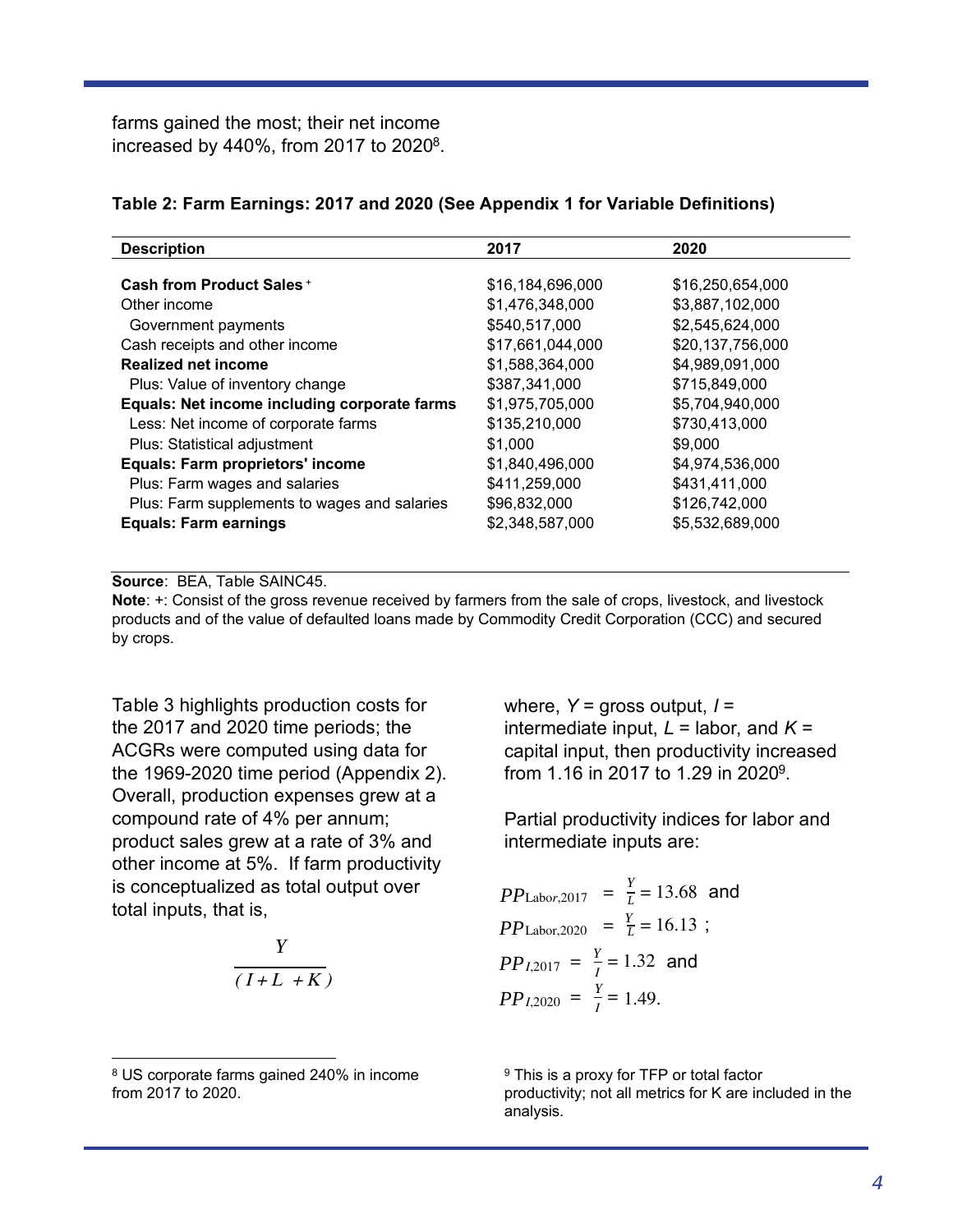farms gained the most; their net income increased by 440%, from 2017 to 2020[8].

**Table 2: Farm Earnings: 2017 and 2020 (See Appendix 1 for Variable Definitions)**

| Description | 2017 | 2020 |
|---|---|---|
| **Cash from Product Sales** + | $16,184,696,000 | $16,250,654,000 |
| Other income | $1,476,348,000 | $3,887,102,000 |
| Government payments | $540,517,000 | $2,545,624,000 |
| Cash receipts and other income | $17,661,044,000 | $20,137,756,000 |
| **Realized net income** | $1,588,364,000 | $4,989,091,000 |
| Plus: Value of inventory change | $387,341,000 | $715,849,000 |
| **Equals: Net income including corporate farms** | $1,975,705,000 | $5,704,940,000 |
| Less: Net income of corporate farms | $135,210,000 | $730,413,000 |
| Plus: Statistical adjustment | $1,000 | $9,000 |
| **Equals: Farm proprietors' income** | $1,840,496,000 | $4,974,536,000 |
| Plus: Farm wages and salaries | $411,259,000 | $431,411,000 |
| Plus: Farm supplements to wages and salaries | $96,832,000 | $126,742,000 |
| **Equals: Farm earnings** | $2,348,587,000 | $5,532,689,000 |

**Source**: BEA, Table SAINC45.
**Note**: +: Consist of the gross revenue received by farmers from the sale of crops, livestock, and livestock products and of the value of defaulted loans made by Commodity Credit Corporation (CCC) and secured by crops.

Table 3 highlights production costs for the 2017 and 2020 time periods; the ACGRs were computed using data for the 1969-2020 time period (Appendix 2). Overall, production expenses grew at a compound rate of 4% per annum; product sales grew at a rate of 3% and other income at 5%. If farm productivity is conceptualized as total output over total inputs, that is,

$$\frac{Y}{(I+L+K)}$$

where, $Y$ = gross output, $I$ = intermediate input, $L$ = labor, and $K$ = capital input, then productivity increased from 1.16 in 2017 to 1.29 in 2020[9].

Partial productivity indices for labor and intermediate inputs are:

$$PP_{\text{Labor},2017} = \frac{Y}{L} = 13.68 \text{ and}$$

$$PP_{\text{Labor},2020} = \frac{Y}{L} = 16.13\ ;$$

$$PP_{I,2017} = \frac{Y}{I} = 1.32 \text{ and}$$

$$PP_{I,2020} = \frac{Y}{I} = 1.49.$$

[8] US corporate farms gained 240% in income from 2017 to 2020.

[9] This is a proxy for TFP or total factor productivity; not all metrics for K are included in the analysis.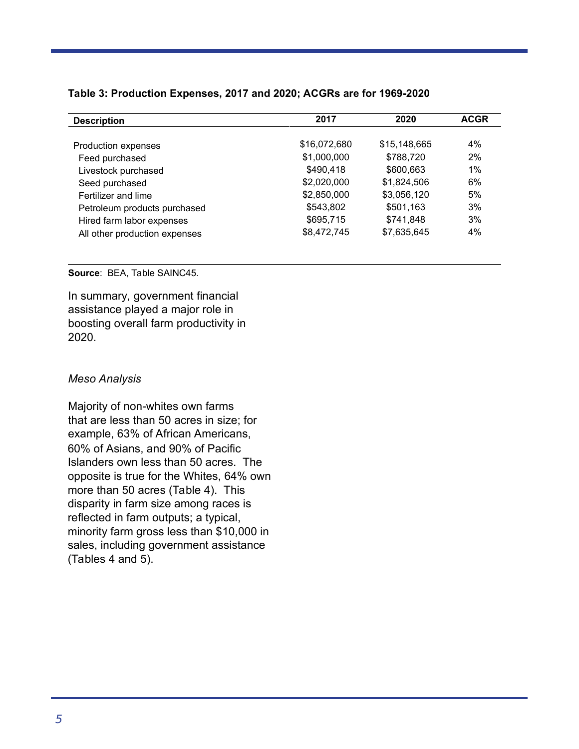**Table 3: Production Expenses, 2017 and 2020; ACGRs are for 1969-2020**

| Description | 2017 | 2020 | ACGR |
|---|---|---|---|
| Production expenses | $16,072,680 | $15,148,665 | 4% |
| Feed purchased | $1,000,000 | $788,720 | 2% |
| Livestock purchased | $490,418 | $600,663 | 1% |
| Seed purchased | $2,020,000 | $1,824,506 | 6% |
| Fertilizer and lime | $2,850,000 | $3,056,120 | 5% |
| Petroleum products purchased | $543,802 | $501,163 | 3% |
| Hired farm labor expenses | $695,715 | $741,848 | 3% |
| All other production expenses | $8,472,745 | $7,635,645 | 4% |

**Source**: BEA, Table SAINC45.

In summary, government financial assistance played a major role in boosting overall farm productivity in 2020.

*Meso Analysis*

Majority of non-whites own farms that are less than 50 acres in size; for example, 63% of African Americans, 60% of Asians, and 90% of Pacific Islanders own less than 50 acres. The opposite is true for the Whites, 64% own more than 50 acres (Table 4). This disparity in farm size among races is reflected in farm outputs; a typical, minority farm gross less than $10,000 in sales, including government assistance (Tables 4 and 5).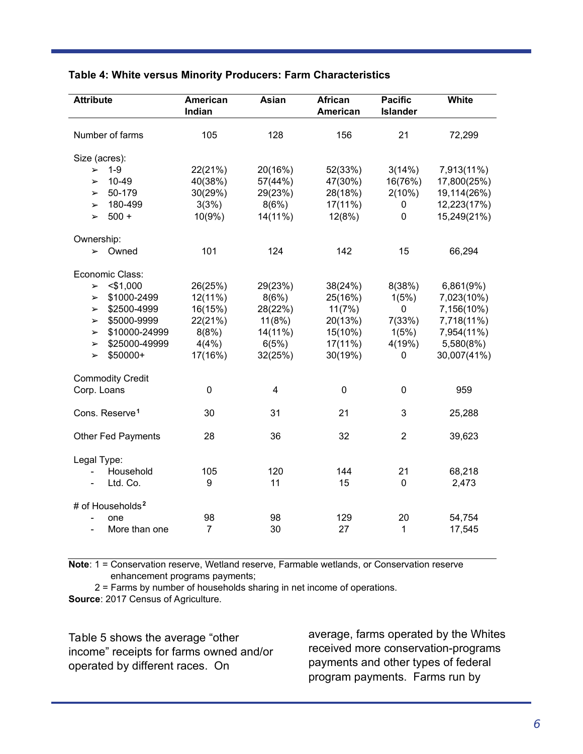**Table 4: White versus Minority Producers: Farm Characteristics**

| Attribute | American Indian | Asian | African American | Pacific Islander | White |
|---|---|---|---|---|---|
| Number of farms | 105 | 128 | 156 | 21 | 72,299 |
| Size (acres): | | | | | |
| ➢ 1-9 | 22(21%) | 20(16%) | 52(33%) | 3(14%) | 7,913(11%) |
| ➢ 10-49 | 40(38%) | 57(44%) | 47(30%) | 16(76%) | 17,800(25%) |
| ➢ 50-179 | 30(29%) | 29(23%) | 28(18%) | 2(10%) | 19,114(26%) |
| ➢ 180-499 | 3(3%) | 8(6%) | 17(11%) | 0 | 12,223(17%) |
| ➢ 500 + | 10(9%) | 14(11%) | 12(8%) | 0 | 15,249(21%) |
| Ownership: | | | | | |
| ➢ Owned | 101 | 124 | 142 | 15 | 66,294 |
| Economic Class: | | | | | |
| ➢ <$1,000 | 26(25%) | 29(23%) | 38(24%) | 8(38%) | 6,861(9%) |
| ➢ $1000-2499 | 12(11%) | 8(6%) | 25(16%) | 1(5%) | 7,023(10%) |
| ➢ $2500-4999 | 16(15%) | 28(22%) | 11(7%) | 0 | 7,156(10%) |
| ➢ $5000-9999 | 22(21%) | 11(8%) | 20(13%) | 7(33%) | 7,718(11%) |
| ➢ $10000-24999 | 8(8%) | 14(11%) | 15(10%) | 1(5%) | 7,954(11%) |
| ➢ $25000-49999 | 4(4%) | 6(5%) | 17(11%) | 4(19%) | 5,580(8%) |
| ➢ $50000+ | 17(16%) | 32(25%) | 30(19%) | 0 | 30,007(41%) |
| Commodity Credit Corp. Loans | 0 | 4 | 0 | 0 | 959 |
| Cons. Reserve[1] | 30 | 31 | 21 | 3 | 25,288 |
| Other Fed Payments | 28 | 36 | 32 | 2 | 39,623 |
| Legal Type: | | | | | |
| - Household | 105 | 120 | 144 | 21 | 68,218 |
| - Ltd. Co. | 9 | 11 | 15 | 0 | 2,473 |
| # of Households[2] | | | | | |
| - one | 98 | 98 | 129 | 20 | 54,754 |
| - More than one | 7 | 30 | 27 | 1 | 17,545 |

**Note**: 1 = Conservation reserve, Wetland reserve, Farmable wetlands, or Conservation reserve enhancement programs payments;
2 = Farms by number of households sharing in net income of operations.
**Source**: 2017 Census of Agriculture.

Table 5 shows the average "other income" receipts for farms owned and/or operated by different races. On average, farms operated by the Whites received more conservation-programs payments and other types of federal program payments. Farms run by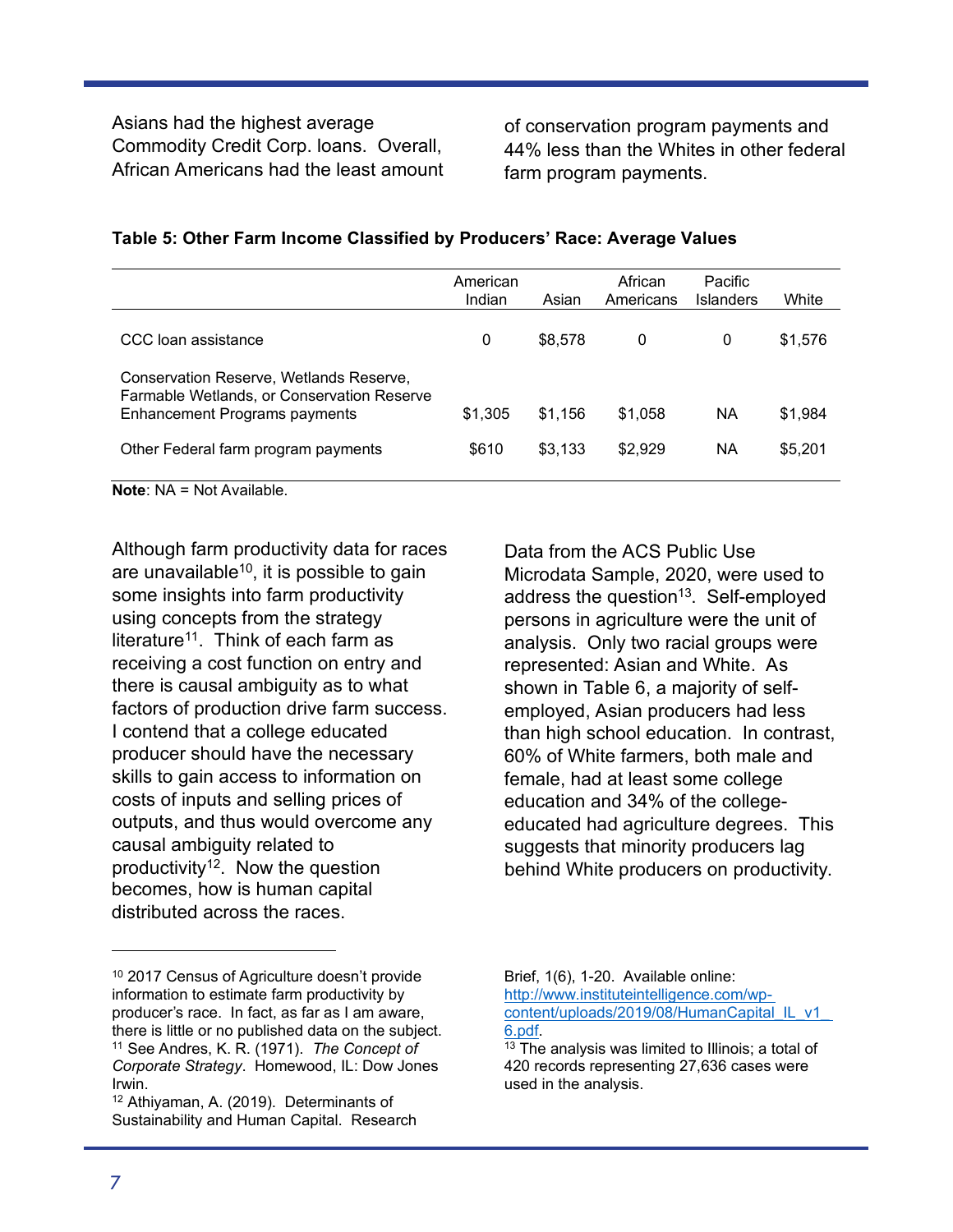Asians had the highest average Commodity Credit Corp. loans. Overall, African Americans had the least amount of conservation program payments and 44% less than the Whites in other federal farm program payments.

**Table 5: Other Farm Income Classified by Producers' Race: Average Values**

| | American Indian | Asian | African Americans | Pacific Islanders | White |
|---|---|---|---|---|---|
| CCC loan assistance | 0 | $8,578 | 0 | 0 | $1,576 |
| Conservation Reserve, Wetlands Reserve, Farmable Wetlands, or Conservation Reserve Enhancement Programs payments | $1,305 | $1,156 | $1,058 | NA | $1,984 |
| Other Federal farm program payments | $610 | $3,133 | $2,929 | NA | $5,201 |

**Note**: NA = Not Available.

Although farm productivity data for races are unavailable[10], it is possible to gain some insights into farm productivity using concepts from the strategy literature[11]. Think of each farm as receiving a cost function on entry and there is causal ambiguity as to what factors of production drive farm success. I contend that a college educated producer should have the necessary skills to gain access to information on costs of inputs and selling prices of outputs, and thus would overcome any causal ambiguity related to productivity[12]. Now the question becomes, how is human capital distributed across the races.

Data from the ACS Public Use Microdata Sample, 2020, were used to address the question[13]. Self-employed persons in agriculture were the unit of analysis. Only two racial groups were represented: Asian and White. As shown in Table 6, a majority of self-employed, Asian producers had less than high school education. In contrast, 60% of White farmers, both male and female, had at least some college education and 34% of the college-educated had agriculture degrees. This suggests that minority producers lag behind White producers on productivity.

---

[10] 2017 Census of Agriculture doesn't provide information to estimate farm productivity by producer's race. In fact, as far as I am aware, there is little or no published data on the subject.

[11] See Andres, K. R. (1971). *The Concept of Corporate Strategy*. Homewood, IL: Dow Jones Irwin.

[12] Athiyaman, A. (2019). Determinants of Sustainability and Human Capital. Research Brief, 1(6), 1-20. Available online: http://www.instituteintelligence.com/wp-content/uploads/2019/08/HumanCapital_IL_v1__6.pdf.

[13] The analysis was limited to Illinois; a total of 420 records representing 27,636 cases were used in the analysis.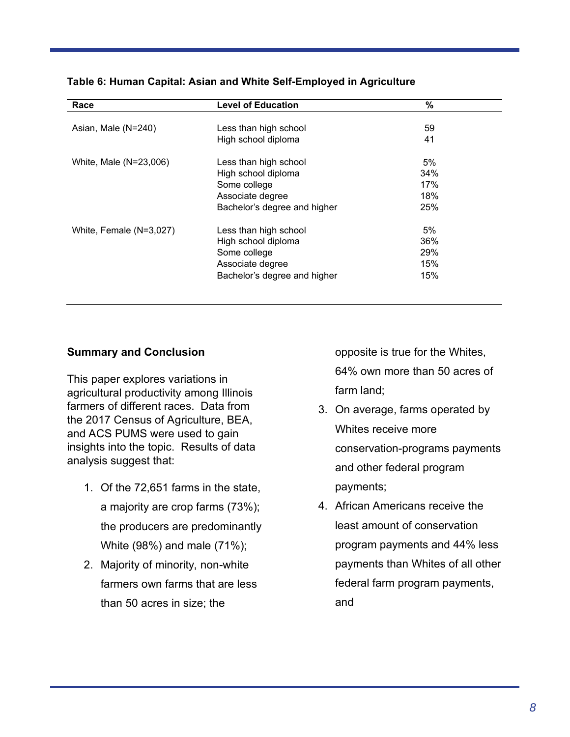**Table 6: Human Capital: Asian and White Self-Employed in Agriculture**

| Race | Level of Education | % |
|---|---|---|
| Asian, Male (N=240) | Less than high school | 59 |
| | High school diploma | 41 |
| White, Male (N=23,006) | Less than high school | 5% |
| | High school diploma | 34% |
| | Some college | 17% |
| | Associate degree | 18% |
| | Bachelor's degree and higher | 25% |
| White, Female (N=3,027) | Less than high school | 5% |
| | High school diploma | 36% |
| | Some college | 29% |
| | Associate degree | 15% |
| | Bachelor's degree and higher | 15% |

## Summary and Conclusion

This paper explores variations in agricultural productivity among Illinois farmers of different races. Data from the 2017 Census of Agriculture, BEA, and ACS PUMS were used to gain insights into the topic. Results of data analysis suggest that:

1. Of the 72,651 farms in the state, a majority are crop farms (73%); the producers are predominantly White (98%) and male (71%);
2. Majority of minority, non-white farmers own farms that are less than 50 acres in size; the opposite is true for the Whites, 64% own more than 50 acres of farm land;
3. On average, farms operated by Whites receive more conservation-programs payments and other federal program payments;
4. African Americans receive the least amount of conservation program payments and 44% less payments than Whites of all other federal farm program payments, and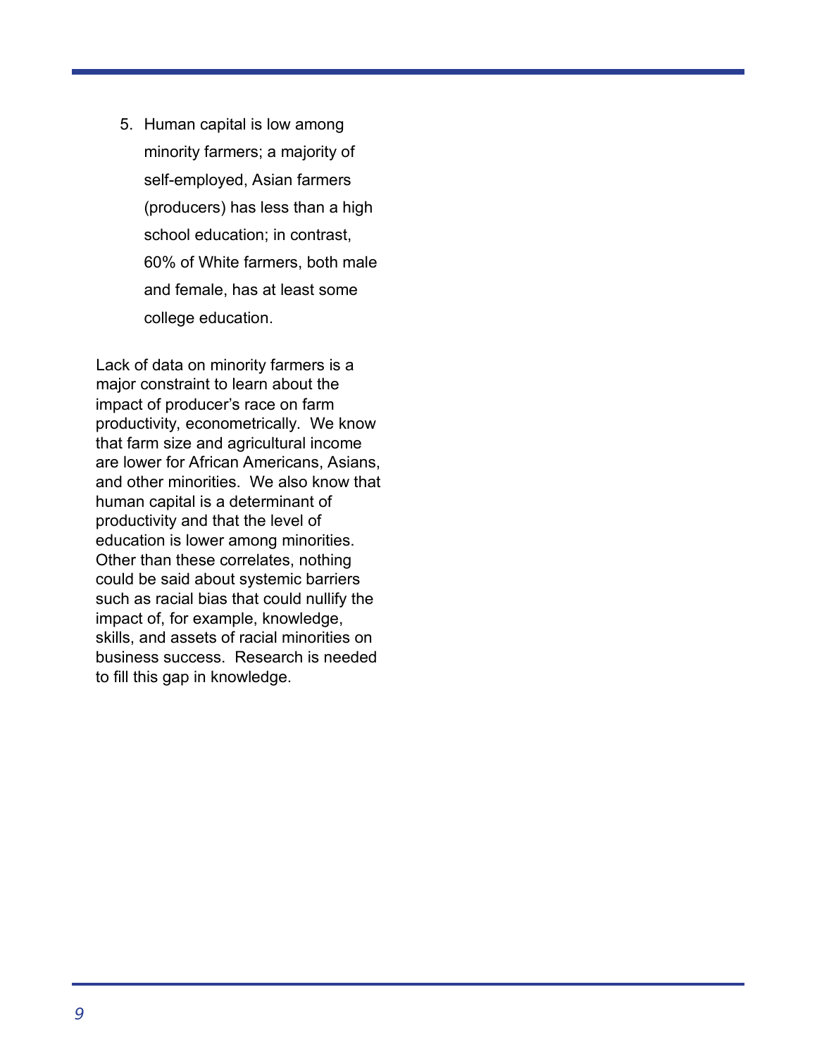5. Human capital is low among minority farmers; a majority of self-employed, Asian farmers (producers) has less than a high school education; in contrast, 60% of White farmers, both male and female, has at least some college education.

Lack of data on minority farmers is a major constraint to learn about the impact of producer's race on farm productivity, econometrically. We know that farm size and agricultural income are lower for African Americans, Asians, and other minorities. We also know that human capital is a determinant of productivity and that the level of education is lower among minorities. Other than these correlates, nothing could be said about systemic barriers such as racial bias that could nullify the impact of, for example, knowledge, skills, and assets of racial minorities on business success. Research is needed to fill this gap in knowledge.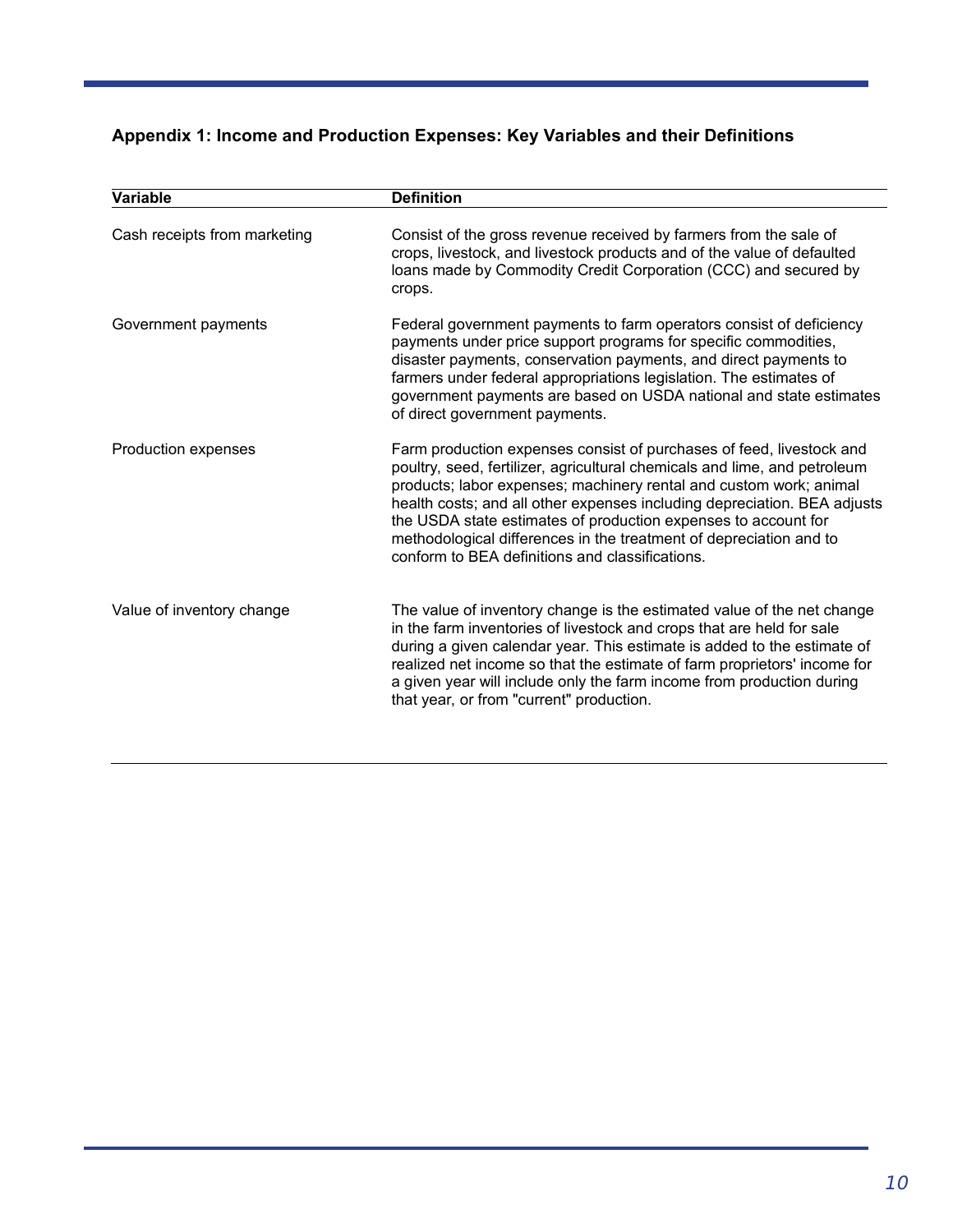### Appendix 1: Income and Production Expenses: Key Variables and their Definitions

| Variable | Definition |
|---|---|
| Cash receipts from marketing | Consist of the gross revenue received by farmers from the sale of crops, livestock, and livestock products and of the value of defaulted loans made by Commodity Credit Corporation (CCC) and secured by crops. |
| Government payments | Federal government payments to farm operators consist of deficiency payments under price support programs for specific commodities, disaster payments, conservation payments, and direct payments to farmers under federal appropriations legislation. The estimates of government payments are based on USDA national and state estimates of direct government payments. |
| Production expenses | Farm production expenses consist of purchases of feed, livestock and poultry, seed, fertilizer, agricultural chemicals and lime, and petroleum products; labor expenses; machinery rental and custom work; animal health costs; and all other expenses including depreciation. BEA adjusts the USDA state estimates of production expenses to account for methodological differences in the treatment of depreciation and to conform to BEA definitions and classifications. |
| Value of inventory change | The value of inventory change is the estimated value of the net change in the farm inventories of livestock and crops that are held for sale during a given calendar year. This estimate is added to the estimate of realized net income so that the estimate of farm proprietors' income for a given year will include only the farm income from production during that year, or from "current" production. |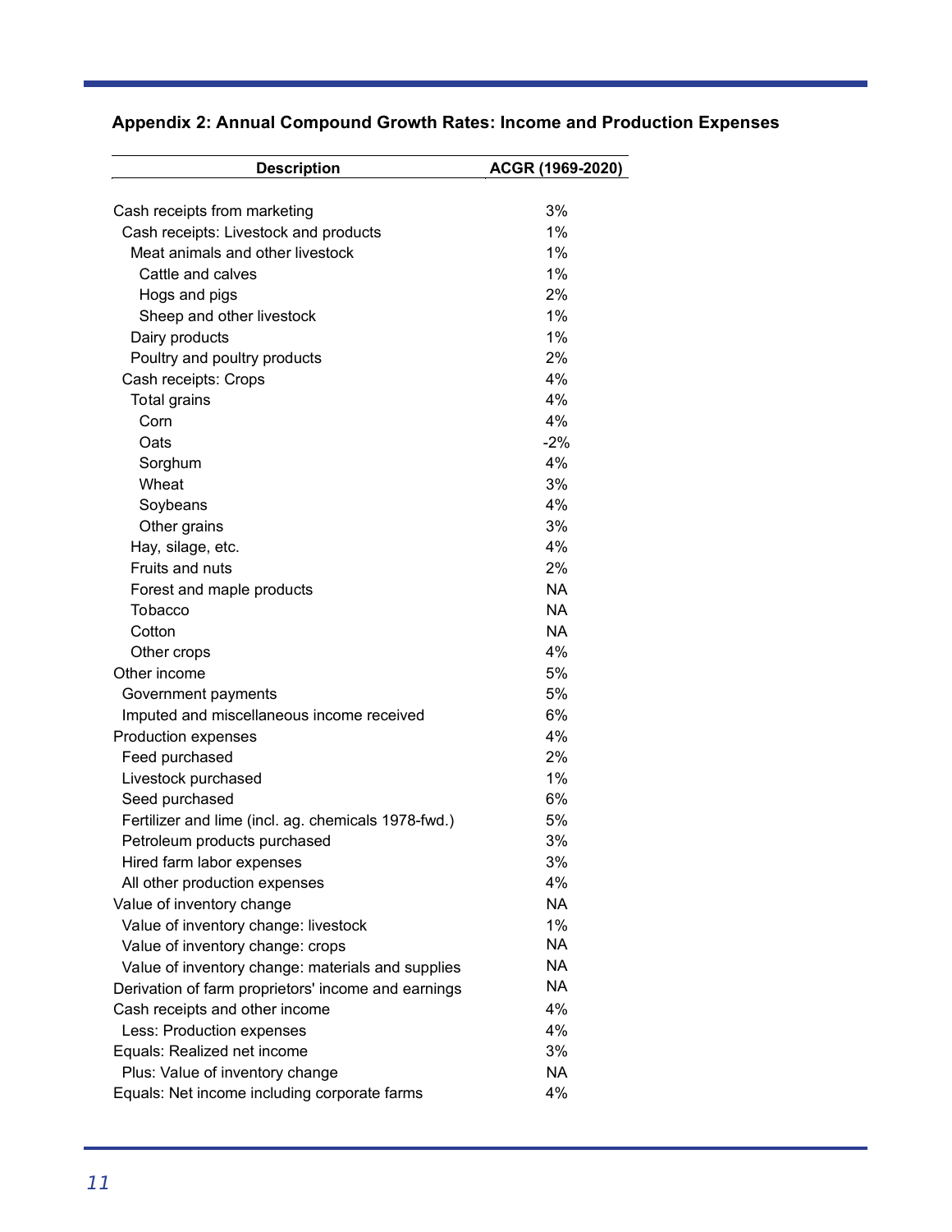### Appendix 2: Annual Compound Growth Rates: Income and Production Expenses

| Description | ACGR (1969-2020) |
|---|---|
| Cash receipts from marketing | 3% |
| Cash receipts: Livestock and products | 1% |
| Meat animals and other livestock | 1% |
| Cattle and calves | 1% |
| Hogs and pigs | 2% |
| Sheep and other livestock | 1% |
| Dairy products | 1% |
| Poultry and poultry products | 2% |
| Cash receipts: Crops | 4% |
| Total grains | 4% |
| Corn | 4% |
| Oats | -2% |
| Sorghum | 4% |
| Wheat | 3% |
| Soybeans | 4% |
| Other grains | 3% |
| Hay, silage, etc. | 4% |
| Fruits and nuts | 2% |
| Forest and maple products | NA |
| Tobacco | NA |
| Cotton | NA |
| Other crops | 4% |
| Other income | 5% |
| Government payments | 5% |
| Imputed and miscellaneous income received | 6% |
| Production expenses | 4% |
| Feed purchased | 2% |
| Livestock purchased | 1% |
| Seed purchased | 6% |
| Fertilizer and lime (incl. ag. chemicals 1978-fwd.) | 5% |
| Petroleum products purchased | 3% |
| Hired farm labor expenses | 3% |
| All other production expenses | 4% |
| Value of inventory change | NA |
| Value of inventory change: livestock | 1% |
| Value of inventory change: crops | NA |
| Value of inventory change: materials and supplies | NA |
| Derivation of farm proprietors' income and earnings | NA |
| Cash receipts and other income | 4% |
| Less: Production expenses | 4% |
| Equals: Realized net income | 3% |
| Plus: Value of inventory change | NA |
| Equals: Net income including corporate farms | 4% |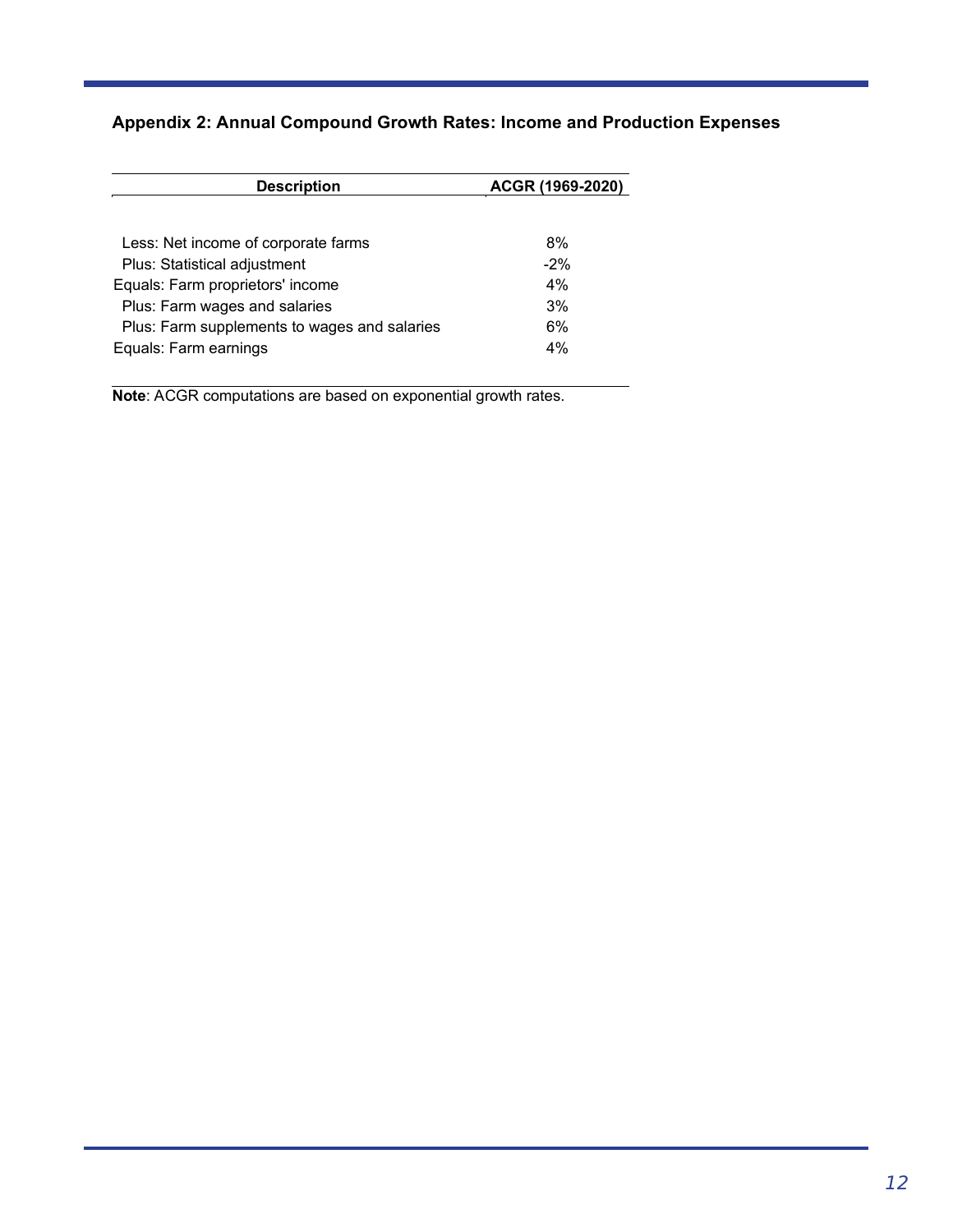## Appendix 2: Annual Compound Growth Rates: Income and Production Expenses

| Description | ACGR (1969-2020) |
|---|---|
| Less: Net income of corporate farms | 8% |
| Plus: Statistical adjustment | -2% |
| Equals: Farm proprietors' income | 4% |
| Plus: Farm wages and salaries | 3% |
| Plus: Farm supplements to wages and salaries | 6% |
| Equals: Farm earnings | 4% |

**Note**: ACGR computations are based on exponential growth rates.